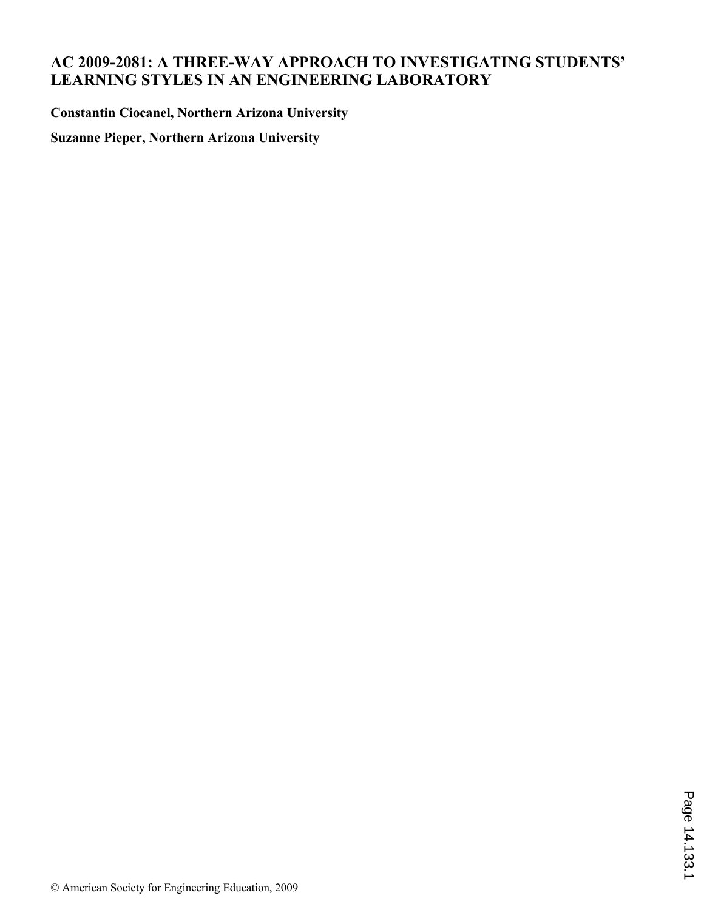# AC 2009-2081: A THREE-WAY APPROACH TO INVESTIGATING STUDENTS' LEARNING STYLES IN AN ENGINEERING LABORATORY

**Constantin Ciocanel, Northern Arizona University**

**Suzanne Pieper, Northern Arizona University**

© American Society for Engineering Education, 2009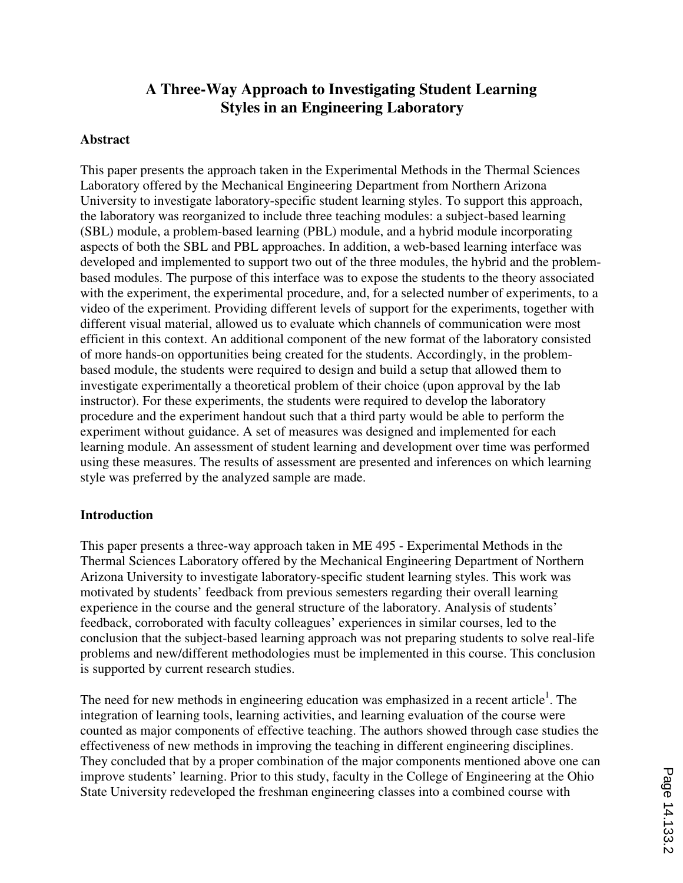# A Three-Way Approach to Investigating Student Learning Styles in an Engineering Laboratory

## Abstract

This paper presents the approach taken in the Experimental Methods in the Thermal Sciences Laboratory offered by the Mechanical Engineering Department from Northern Arizona University to investigate laboratory-specific student learning styles. To support this approach, the laboratory was reorganized to include three teaching modules: a subject-based learning (SBL) module, a problem-based learning (PBL) module, and a hybrid module incorporating aspects of both the SBL and PBL approaches. In addition, a web-based learning interface was developed and implemented to support two out of the three modules, the hybrid and the problem-based modules. The purpose of this interface was to expose the students to the theory associated with the experiment, the experimental procedure, and, for a selected number of experiments, to a video of the experiment. Providing different levels of support for the experiments, together with different visual material, allowed us to evaluate which channels of communication were most efficient in this context. An additional component of the new format of the laboratory consisted of more hands-on opportunities being created for the students. Accordingly, in the problem-based module, the students were required to design and build a setup that allowed them to investigate experimentally a theoretical problem of their choice (upon approval by the lab instructor). For these experiments, the students were required to develop the laboratory procedure and the experiment handout such that a third party would be able to perform the experiment without guidance. A set of measures was designed and implemented for each learning module. An assessment of student learning and development over time was performed using these measures. The results of assessment are presented and inferences on which learning style was preferred by the analyzed sample are made.

## Introduction

This paper presents a three-way approach taken in ME 495 - Experimental Methods in the Thermal Sciences Laboratory offered by the Mechanical Engineering Department of Northern Arizona University to investigate laboratory-specific student learning styles. This work was motivated by students' feedback from previous semesters regarding their overall learning experience in the course and the general structure of the laboratory. Analysis of students' feedback, corroborated with faculty colleagues' experiences in similar courses, led to the conclusion that the subject-based learning approach was not preparing students to solve real-life problems and new/different methodologies must be implemented in this course. This conclusion is supported by current research studies.

The need for new methods in engineering education was emphasized in a recent article[1]. The integration of learning tools, learning activities, and learning evaluation of the course were counted as major components of effective teaching. The authors showed through case studies the effectiveness of new methods in improving the teaching in different engineering disciplines. They concluded that by a proper combination of the major components mentioned above one can improve students' learning. Prior to this study, faculty in the College of Engineering at the Ohio State University redeveloped the freshman engineering classes into a combined course with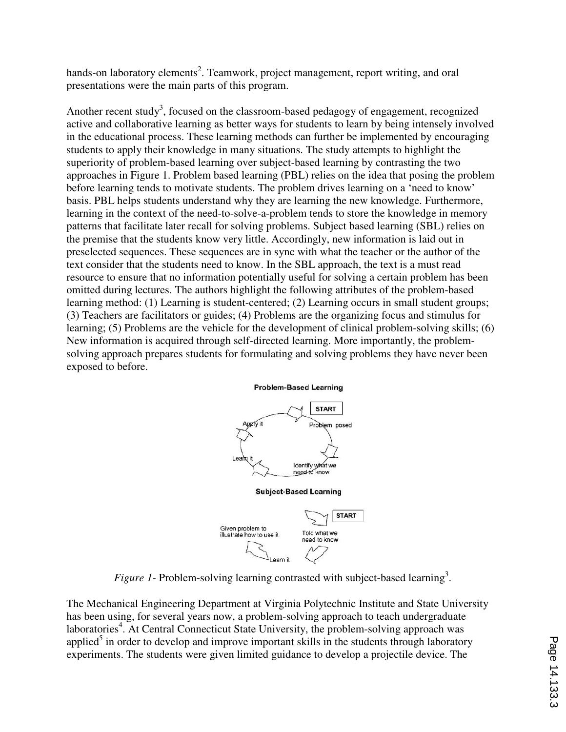hands-on laboratory elements[2]. Teamwork, project management, report writing, and oral presentations were the main parts of this program.

Another recent study[3], focused on the classroom-based pedagogy of engagement, recognized active and collaborative learning as better ways for students to learn by being intensely involved in the educational process. These learning methods can further be implemented by encouraging students to apply their knowledge in many situations. The study attempts to highlight the superiority of problem-based learning over subject-based learning by contrasting the two approaches in Figure 1. Problem based learning (PBL) relies on the idea that posing the problem before learning tends to motivate students. The problem drives learning on a 'need to know' basis. PBL helps students understand why they are learning the new knowledge. Furthermore, learning in the context of the need-to-solve-a-problem tends to store the knowledge in memory patterns that facilitate later recall for solving problems. Subject based learning (SBL) relies on the premise that the students know very little. Accordingly, new information is laid out in preselected sequences. These sequences are in sync with what the teacher or the author of the text consider that the students need to know. In the SBL approach, the text is a must read resource to ensure that no information potentially useful for solving a certain problem has been omitted during lectures. The authors highlight the following attributes of the problem-based learning method: (1) Learning is student-centered; (2) Learning occurs in small student groups; (3) Teachers are facilitators or guides; (4) Problems are the organizing focus and stimulus for learning; (5) Problems are the vehicle for the development of clinical problem-solving skills; (6) New information is acquired through self-directed learning. More importantly, the problem-solving approach prepares students for formulating and solving problems they have never been exposed to before.

**Problem-Based Learning**

START → Problem posed → Identify what we need to know → Learn it → Apply it

**Subject-Based Learning**

START → Told what we need to know → Learn it → Given problem to illustrate how to use it

*Figure 1-* Problem-solving learning contrasted with subject-based learning[3].

The Mechanical Engineering Department at Virginia Polytechnic Institute and State University has been using, for several years now, a problem-solving approach to teach undergraduate laboratories[4]. At Central Connecticut State University, the problem-solving approach was applied[5] in order to develop and improve important skills in the students through laboratory experiments. The students were given limited guidance to develop a projectile device. The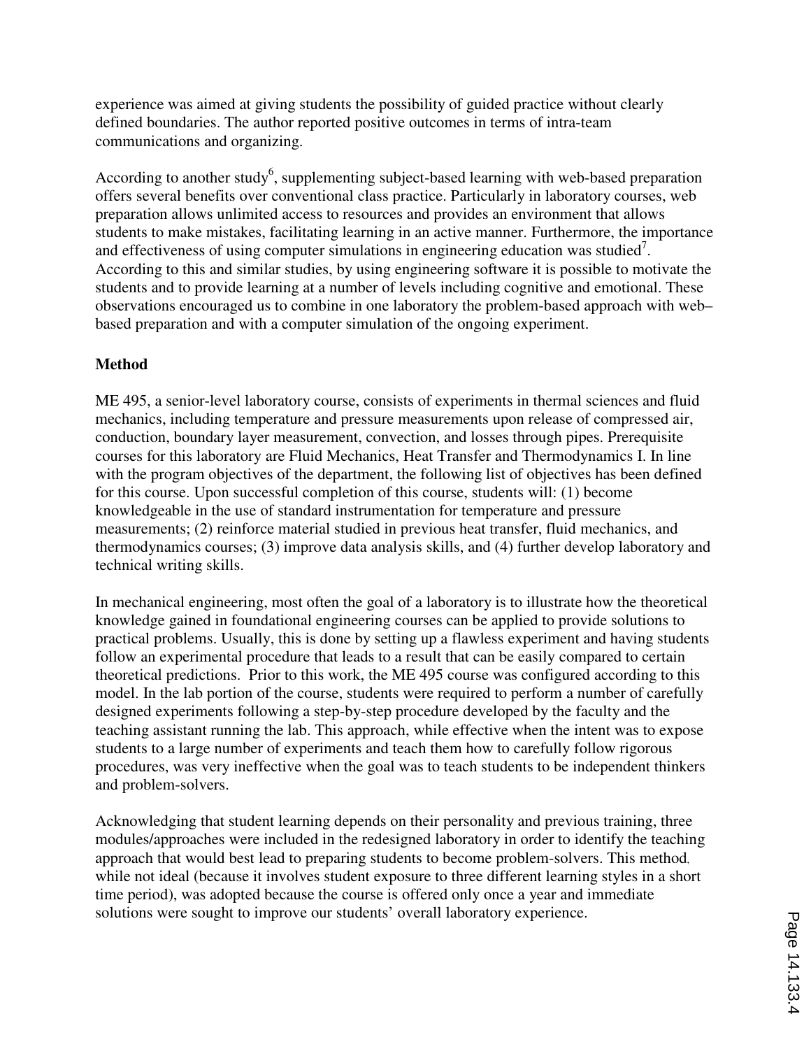experience was aimed at giving students the possibility of guided practice without clearly defined boundaries. The author reported positive outcomes in terms of intra-team communications and organizing.

According to another study[6], supplementing subject-based learning with web-based preparation offers several benefits over conventional class practice. Particularly in laboratory courses, web preparation allows unlimited access to resources and provides an environment that allows students to make mistakes, facilitating learning in an active manner. Furthermore, the importance and effectiveness of using computer simulations in engineering education was studied[7]. According to this and similar studies, by using engineering software it is possible to motivate the students and to provide learning at a number of levels including cognitive and emotional. These observations encouraged us to combine in one laboratory the problem-based approach with web–based preparation and with a computer simulation of the ongoing experiment.

**Method**

ME 495, a senior-level laboratory course, consists of experiments in thermal sciences and fluid mechanics, including temperature and pressure measurements upon release of compressed air, conduction, boundary layer measurement, convection, and losses through pipes. Prerequisite courses for this laboratory are Fluid Mechanics, Heat Transfer and Thermodynamics I. In line with the program objectives of the department, the following list of objectives has been defined for this course. Upon successful completion of this course, students will: (1) become knowledgeable in the use of standard instrumentation for temperature and pressure measurements; (2) reinforce material studied in previous heat transfer, fluid mechanics, and thermodynamics courses; (3) improve data analysis skills, and (4) further develop laboratory and technical writing skills.

In mechanical engineering, most often the goal of a laboratory is to illustrate how the theoretical knowledge gained in foundational engineering courses can be applied to provide solutions to practical problems. Usually, this is done by setting up a flawless experiment and having students follow an experimental procedure that leads to a result that can be easily compared to certain theoretical predictions. Prior to this work, the ME 495 course was configured according to this model. In the lab portion of the course, students were required to perform a number of carefully designed experiments following a step-by-step procedure developed by the faculty and the teaching assistant running the lab. This approach, while effective when the intent was to expose students to a large number of experiments and teach them how to carefully follow rigorous procedures, was very ineffective when the goal was to teach students to be independent thinkers and problem-solvers.

Acknowledging that student learning depends on their personality and previous training, three modules/approaches were included in the redesigned laboratory in order to identify the teaching approach that would best lead to preparing students to become problem-solvers. This method, while not ideal (because it involves student exposure to three different learning styles in a short time period), was adopted because the course is offered only once a year and immediate solutions were sought to improve our students' overall laboratory experience.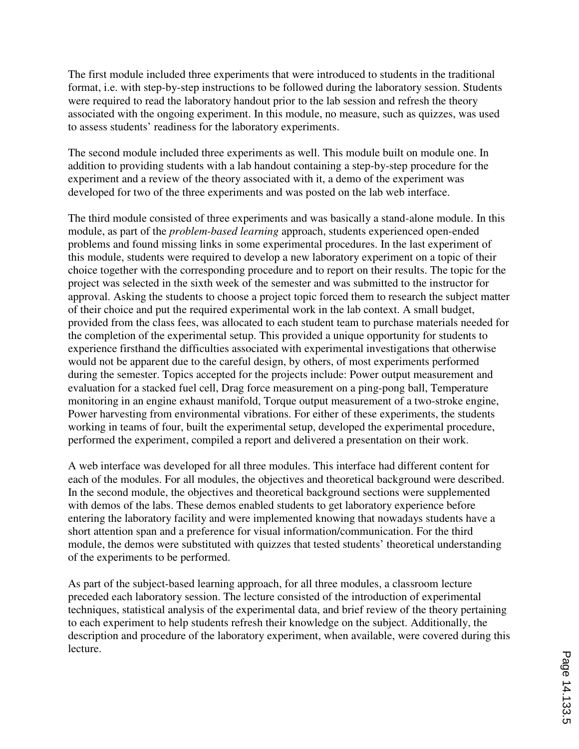The first module included three experiments that were introduced to students in the traditional format, i.e. with step-by-step instructions to be followed during the laboratory session. Students were required to read the laboratory handout prior to the lab session and refresh the theory associated with the ongoing experiment. In this module, no measure, such as quizzes, was used to assess students' readiness for the laboratory experiments.

The second module included three experiments as well. This module built on module one. In addition to providing students with a lab handout containing a step-by-step procedure for the experiment and a review of the theory associated with it, a demo of the experiment was developed for two of the three experiments and was posted on the lab web interface.

The third module consisted of three experiments and was basically a stand-alone module. In this module, as part of the *problem-based learning* approach, students experienced open-ended problems and found missing links in some experimental procedures. In the last experiment of this module, students were required to develop a new laboratory experiment on a topic of their choice together with the corresponding procedure and to report on their results. The topic for the project was selected in the sixth week of the semester and was submitted to the instructor for approval. Asking the students to choose a project topic forced them to research the subject matter of their choice and put the required experimental work in the lab context. A small budget, provided from the class fees, was allocated to each student team to purchase materials needed for the completion of the experimental setup. This provided a unique opportunity for students to experience firsthand the difficulties associated with experimental investigations that otherwise would not be apparent due to the careful design, by others, of most experiments performed during the semester. Topics accepted for the projects include: Power output measurement and evaluation for a stacked fuel cell, Drag force measurement on a ping-pong ball, Temperature monitoring in an engine exhaust manifold, Torque output measurement of a two-stroke engine, Power harvesting from environmental vibrations. For either of these experiments, the students working in teams of four, built the experimental setup, developed the experimental procedure, performed the experiment, compiled a report and delivered a presentation on their work.

A web interface was developed for all three modules. This interface had different content for each of the modules. For all modules, the objectives and theoretical background were described. In the second module, the objectives and theoretical background sections were supplemented with demos of the labs. These demos enabled students to get laboratory experience before entering the laboratory facility and were implemented knowing that nowadays students have a short attention span and a preference for visual information/communication. For the third module, the demos were substituted with quizzes that tested students' theoretical understanding of the experiments to be performed.

As part of the subject-based learning approach, for all three modules, a classroom lecture preceded each laboratory session. The lecture consisted of the introduction of experimental techniques, statistical analysis of the experimental data, and brief review of the theory pertaining to each experiment to help students refresh their knowledge on the subject. Additionally, the description and procedure of the laboratory experiment, when available, were covered during this lecture.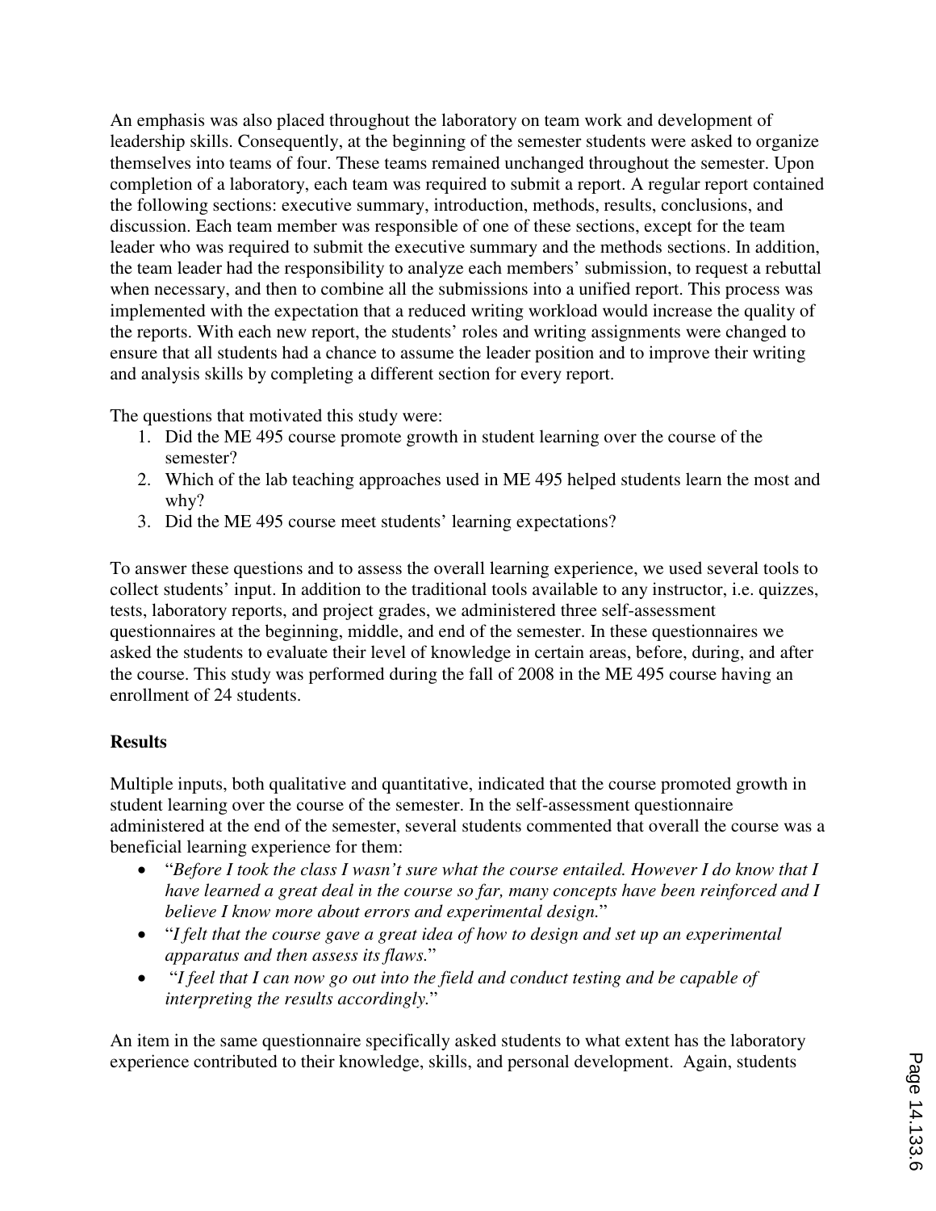An emphasis was also placed throughout the laboratory on team work and development of leadership skills. Consequently, at the beginning of the semester students were asked to organize themselves into teams of four. These teams remained unchanged throughout the semester. Upon completion of a laboratory, each team was required to submit a report. A regular report contained the following sections: executive summary, introduction, methods, results, conclusions, and discussion. Each team member was responsible of one of these sections, except for the team leader who was required to submit the executive summary and the methods sections. In addition, the team leader had the responsibility to analyze each members' submission, to request a rebuttal when necessary, and then to combine all the submissions into a unified report. This process was implemented with the expectation that a reduced writing workload would increase the quality of the reports. With each new report, the students' roles and writing assignments were changed to ensure that all students had a chance to assume the leader position and to improve their writing and analysis skills by completing a different section for every report.

The questions that motivated this study were:

1. Did the ME 495 course promote growth in student learning over the course of the semester?
2. Which of the lab teaching approaches used in ME 495 helped students learn the most and why?
3. Did the ME 495 course meet students' learning expectations?

To answer these questions and to assess the overall learning experience, we used several tools to collect students' input. In addition to the traditional tools available to any instructor, i.e. quizzes, tests, laboratory reports, and project grades, we administered three self-assessment questionnaires at the beginning, middle, and end of the semester. In these questionnaires we asked the students to evaluate their level of knowledge in certain areas, before, during, and after the course. This study was performed during the fall of 2008 in the ME 495 course having an enrollment of 24 students.

**Results**

Multiple inputs, both qualitative and quantitative, indicated that the course promoted growth in student learning over the course of the semester. In the self-assessment questionnaire administered at the end of the semester, several students commented that overall the course was a beneficial learning experience for them:

- "*Before I took the class I wasn't sure what the course entailed. However I do know that I have learned a great deal in the course so far, many concepts have been reinforced and I believe I know more about errors and experimental design.*"
- "*I felt that the course gave a great idea of how to design and set up an experimental apparatus and then assess its flaws.*"
- "*I feel that I can now go out into the field and conduct testing and be capable of interpreting the results accordingly.*"

An item in the same questionnaire specifically asked students to what extent has the laboratory experience contributed to their knowledge, skills, and personal development. Again, students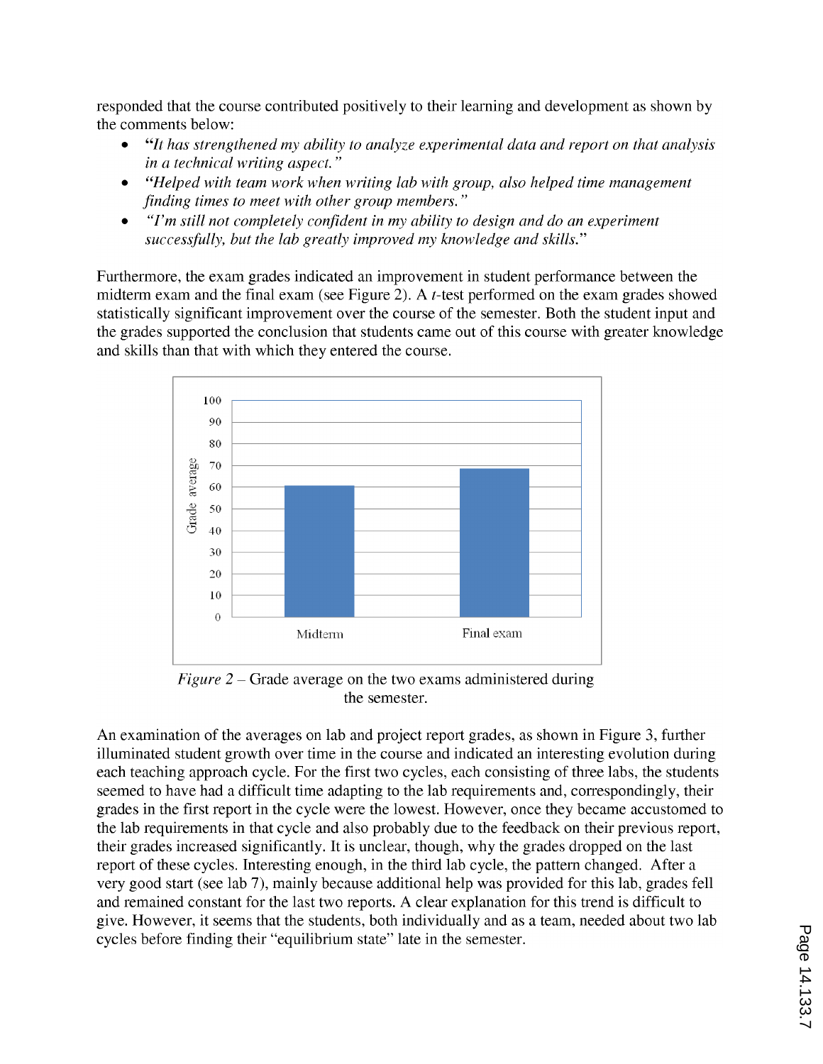responded that the course contributed positively to their learning and development as shown by the comments below:

- *"It has strengthened my ability to analyze experimental data and report on that analysis in a technical writing aspect."*
- *"Helped with team work when writing lab with group, also helped time management finding times to meet with other group members."*
- *"I'm still not completely confident in my ability to design and do an experiment successfully, but the lab greatly improved my knowledge and skills."*

Furthermore, the exam grades indicated an improvement in student performance between the midterm exam and the final exam (see Figure 2). A $t$-test performed on the exam grades showed statistically significant improvement over the course of the semester. Both the student input and the grades supported the conclusion that students came out of this course with greater knowledge and skills than that with which they entered the course.

*Figure 2* – Grade average on the two exams administered during the semester.

An examination of the averages on lab and project report grades, as shown in Figure 3, further illuminated student growth over time in the course and indicated an interesting evolution during each teaching approach cycle. For the first two cycles, each consisting of three labs, the students seemed to have had a difficult time adapting to the lab requirements and, correspondingly, their grades in the first report in the cycle were the lowest. However, once they became accustomed to the lab requirements in that cycle and also probably due to the feedback on their previous report, their grades increased significantly. It is unclear, though, why the grades dropped on the last report of these cycles. Interesting enough, in the third lab cycle, the pattern changed. After a very good start (see lab 7), mainly because additional help was provided for this lab, grades fell and remained constant for the last two reports. A clear explanation for this trend is difficult to give. However, it seems that the students, both individually and as a team, needed about two lab cycles before finding their "equilibrium state" late in the semester.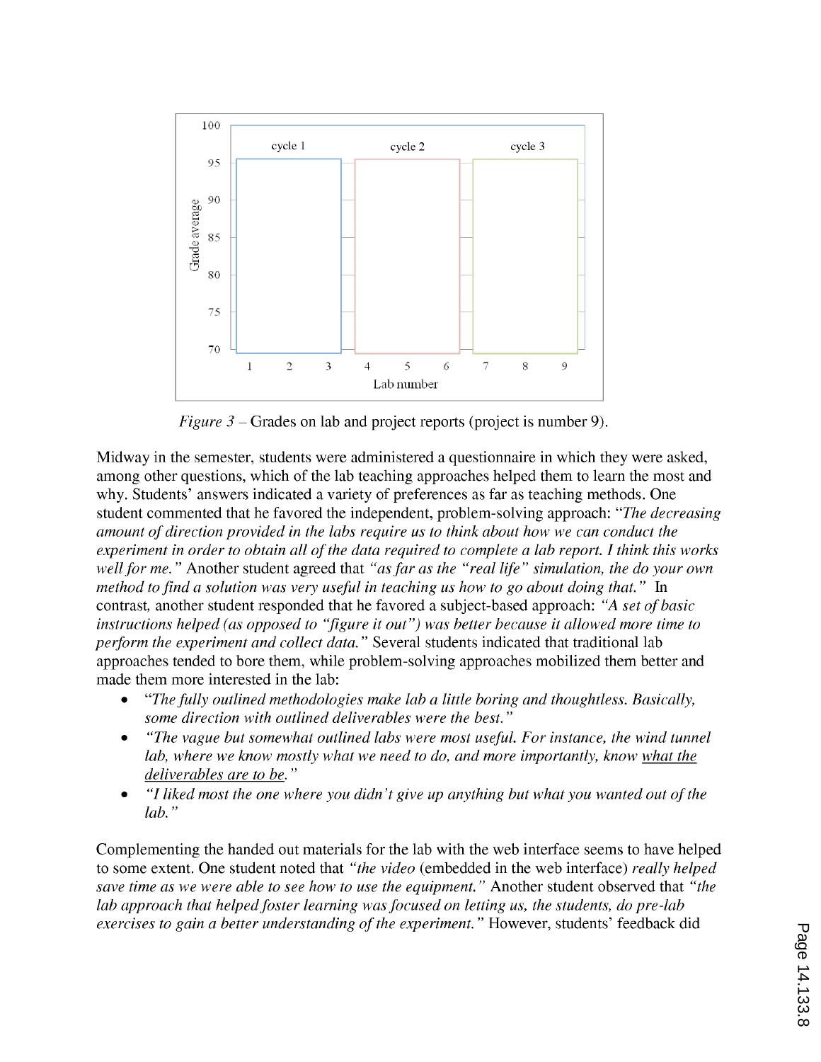*Figure 3* – Grades on lab and project reports (project is number 9).

Midway in the semester, students were administered a questionnaire in which they were asked, among other questions, which of the lab teaching approaches helped them to learn the most and why. Students' answers indicated a variety of preferences as far as teaching methods. One student commented that he favored the independent, problem-solving approach: *"The decreasing amount of direction provided in the labs require us to think about how we can conduct the experiment in order to obtain all of the data required to complete a lab report. I think this works well for me."* Another student agreed that *"as far as the "real life" simulation, the do your own method to find a solution was very useful in teaching us how to go about doing that."* In contrast, another student responded that he favored a subject-based approach: *"A set of basic instructions helped (as opposed to "figure it out") was better because it allowed more time to perform the experiment and collect data."* Several students indicated that traditional lab approaches tended to bore them, while problem-solving approaches mobilized them better and made them more interested in the lab:

- *"The fully outlined methodologies make lab a little boring and thoughtless. Basically, some direction with outlined deliverables were the best."*
- *"The vague but somewhat outlined labs were most useful. For instance, the wind tunnel lab, where we know mostly what we need to do, and more importantly, know <u>what the deliverables are to be</u>."*
- *"I liked most the one where you didn't give up anything but what you wanted out of the lab."*

Complementing the handed out materials for the lab with the web interface seems to have helped to some extent. One student noted that *"the video* (embedded in the web interface) *really helped save time as we were able to see how to use the equipment."* Another student observed that *"the lab approach that helped foster learning was focused on letting us, the students, do pre-lab exercises to gain a better understanding of the experiment."* However, students' feedback did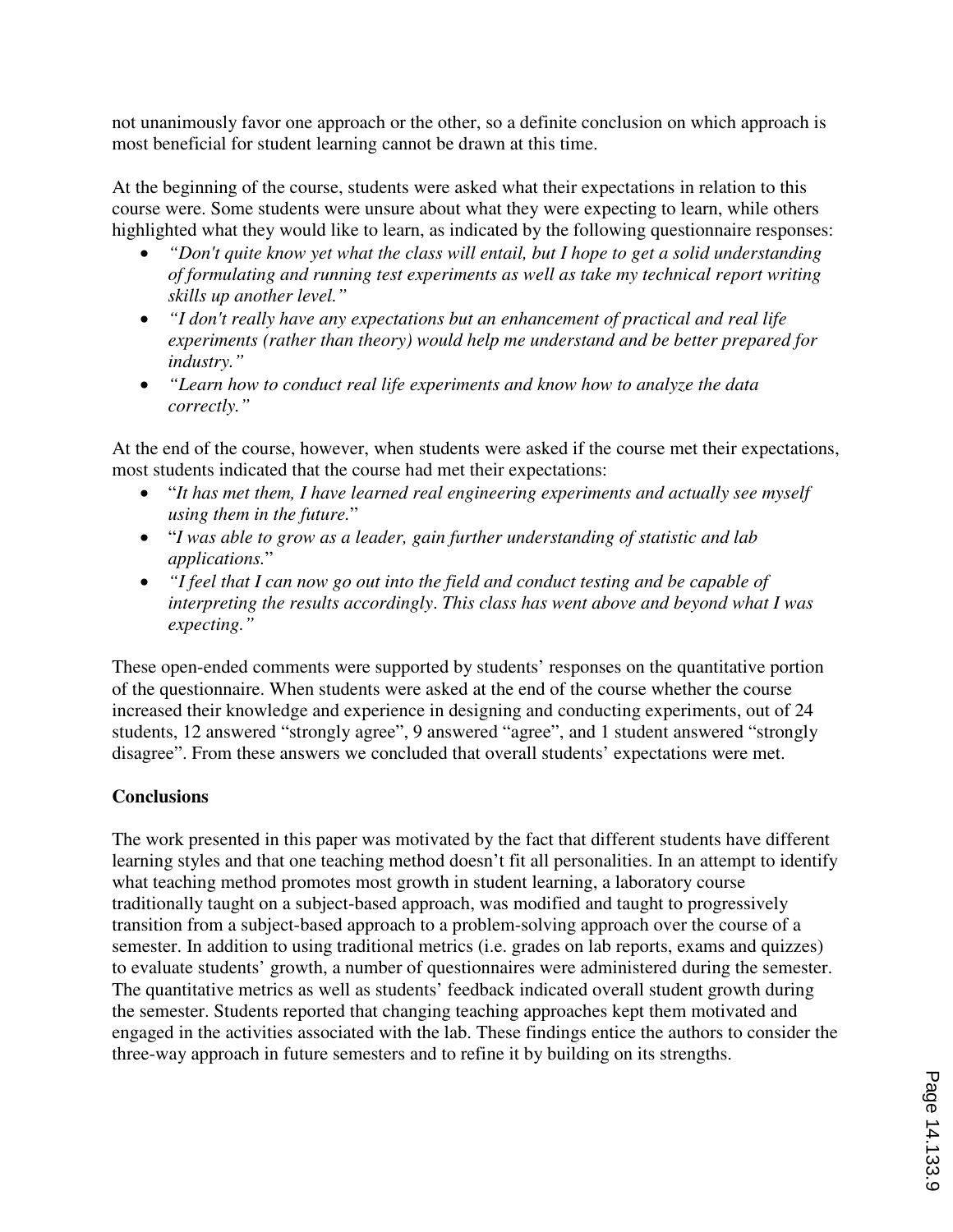not unanimously favor one approach or the other, so a definite conclusion on which approach is most beneficial for student learning cannot be drawn at this time.

At the beginning of the course, students were asked what their expectations in relation to this course were. Some students were unsure about what they were expecting to learn, while others highlighted what they would like to learn, as indicated by the following questionnaire responses:

- *"Don't quite know yet what the class will entail, but I hope to get a solid understanding of formulating and running test experiments as well as take my technical report writing skills up another level."*
- *"I don't really have any expectations but an enhancement of practical and real life experiments (rather than theory) would help me understand and be better prepared for industry."*
- *"Learn how to conduct real life experiments and know how to analyze the data correctly."*

At the end of the course, however, when students were asked if the course met their expectations, most students indicated that the course had met their expectations:

- "*It has met them, I have learned real engineering experiments and actually see myself using them in the future.*"
- "*I was able to grow as a leader, gain further understanding of statistic and lab applications.*"
- *"I feel that I can now go out into the field and conduct testing and be capable of interpreting the results accordingly. This class has went above and beyond what I was expecting."*

These open-ended comments were supported by students' responses on the quantitative portion of the questionnaire. When students were asked at the end of the course whether the course increased their knowledge and experience in designing and conducting experiments, out of 24 students, 12 answered "strongly agree", 9 answered "agree", and 1 student answered "strongly disagree". From these answers we concluded that overall students' expectations were met.

**Conclusions**

The work presented in this paper was motivated by the fact that different students have different learning styles and that one teaching method doesn't fit all personalities. In an attempt to identify what teaching method promotes most growth in student learning, a laboratory course traditionally taught on a subject-based approach, was modified and taught to progressively transition from a subject-based approach to a problem-solving approach over the course of a semester. In addition to using traditional metrics (i.e. grades on lab reports, exams and quizzes) to evaluate students' growth, a number of questionnaires were administered during the semester. The quantitative metrics as well as students' feedback indicated overall student growth during the semester. Students reported that changing teaching approaches kept them motivated and engaged in the activities associated with the lab. These findings entice the authors to consider the three-way approach in future semesters and to refine it by building on its strengths.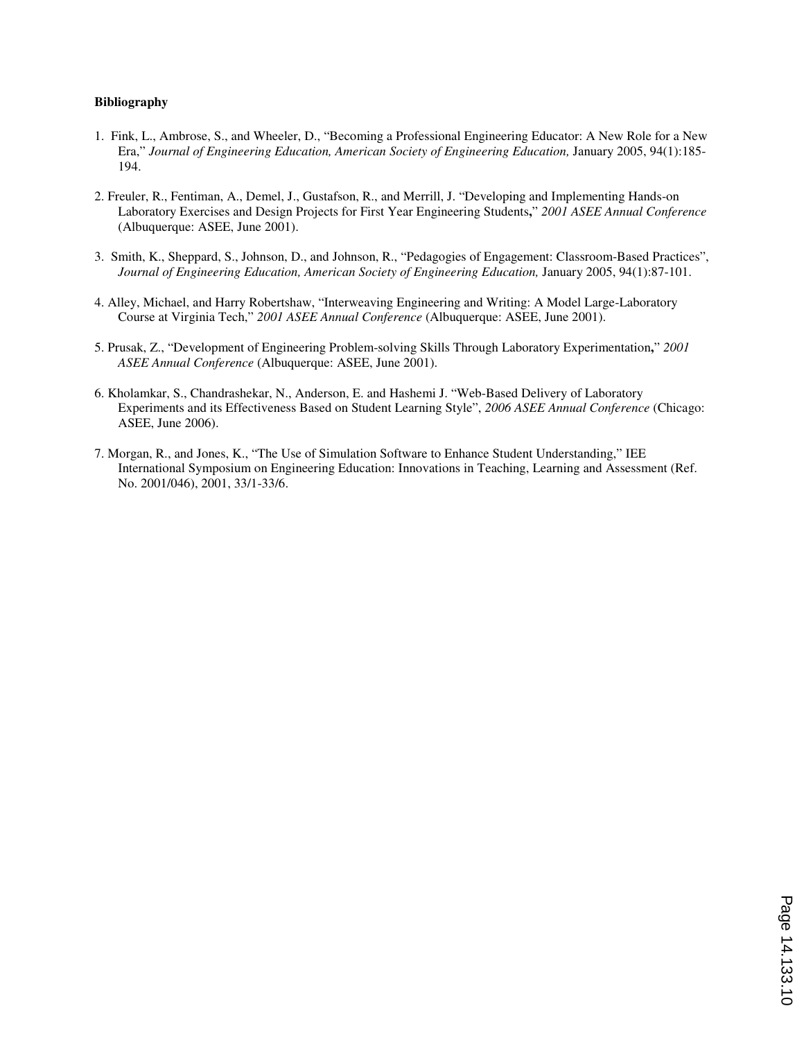**Bibliography**

1. Fink, L., Ambrose, S., and Wheeler, D., "Becoming a Professional Engineering Educator: A New Role for a New Era," *Journal of Engineering Education, American Society of Engineering Education,* January 2005, 94(1):185-194.

2. Freuler, R., Fentiman, A., Demel, J., Gustafson, R., and Merrill, J. "Developing and Implementing Hands-on Laboratory Exercises and Design Projects for First Year Engineering Students**,**" *2001 ASEE Annual Conference* (Albuquerque: ASEE, June 2001).

3. Smith, K., Sheppard, S., Johnson, D., and Johnson, R., "Pedagogies of Engagement: Classroom-Based Practices", *Journal of Engineering Education, American Society of Engineering Education,* January 2005, 94(1):87-101.

4. Alley, Michael, and Harry Robertshaw, "Interweaving Engineering and Writing: A Model Large-Laboratory Course at Virginia Tech," *2001 ASEE Annual Conference* (Albuquerque: ASEE, June 2001).

5. Prusak, Z., "Development of Engineering Problem-solving Skills Through Laboratory Experimentation**,**" *2001 ASEE Annual Conference* (Albuquerque: ASEE, June 2001).

6. Kholamkar, S., Chandrashekar, N., Anderson, E. and Hashemi J. "Web-Based Delivery of Laboratory Experiments and its Effectiveness Based on Student Learning Style", *2006 ASEE Annual Conference* (Chicago: ASEE, June 2006).

7. Morgan, R., and Jones, K., "The Use of Simulation Software to Enhance Student Understanding," IEE International Symposium on Engineering Education: Innovations in Teaching, Learning and Assessment (Ref. No. 2001/046), 2001, 33/1-33/6.